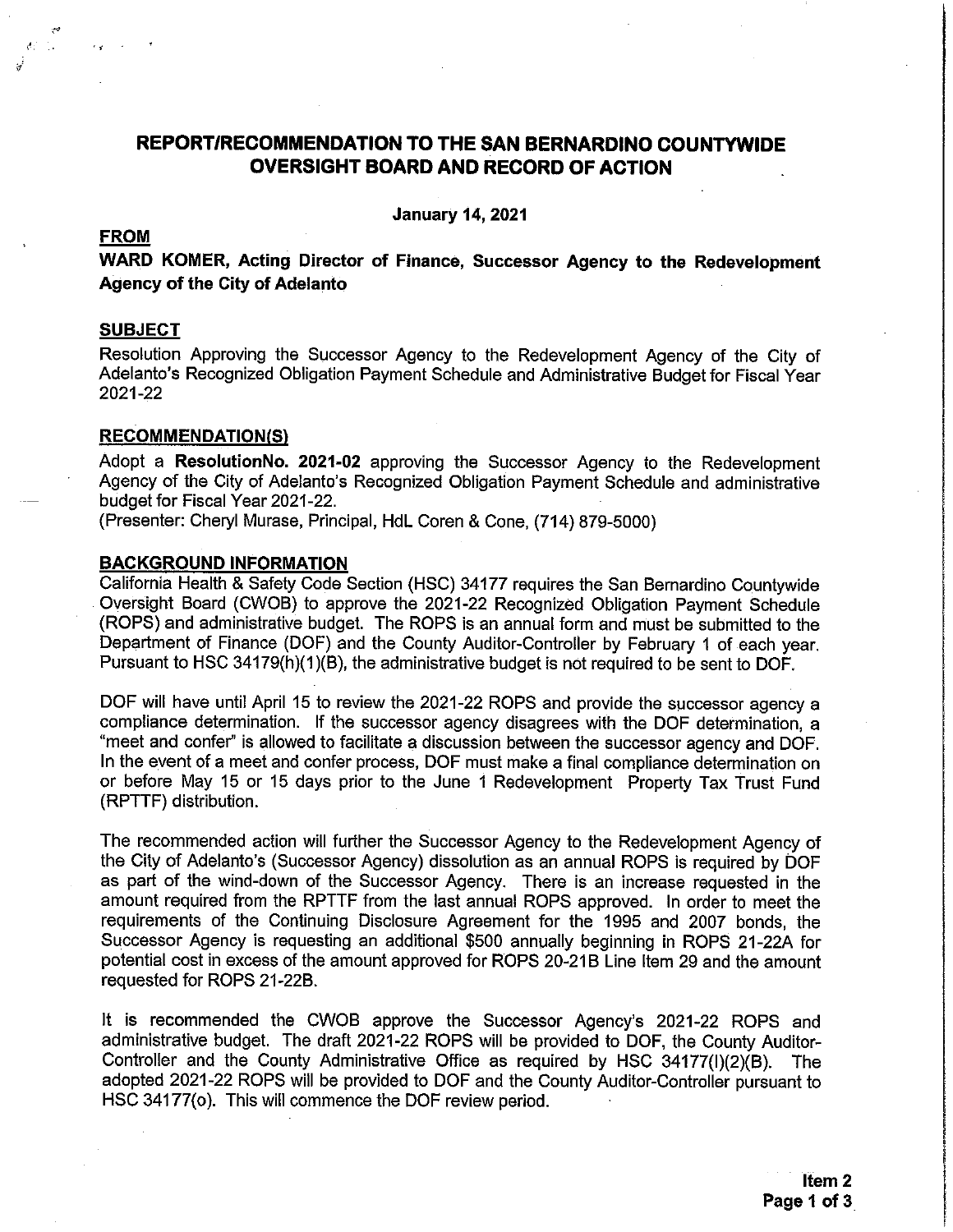# REPORT/RECOMMENDATION TO THE SAN BERNARDINO COUNTYWIDE OVERSIGHT BOARD AND RECORD OF ACTION

**January 14, 2021**

## FROM

**WARD KOMER, Acting Director of Finance, Successor Agency to the Redevelopment Agency of the City of Adelanto**

## SUBJECT

Resolution Approving the Successor Agency to the Redevelopment Agency of the City of Adelanto's Recognized Obligation Payment Schedule and Administrative Budget for Fiscal Year 2021-22

## RECOMMENDATION(S)

Adopt a **ResolutionNo. 2021-02** approving the Successor Agency to the Redevelopment Agency of the City of Adelanto's Recognized Obligation Payment Schedule and administrative budget for Fiscal Year 2021-22.
(Presenter: Cheryl Murase, Principal, HdL Coren & Cone, (714) 879-5000)

## BACKGROUND INFORMATION

California Health & Safety Code Section (HSC) 34177 requires the San Bernardino Countywide Oversight Board (CWOB) to approve the 2021-22 Recognized Obligation Payment Schedule (ROPS) and administrative budget. The ROPS is an annual form and must be submitted to the Department of Finance (DOF) and the County Auditor-Controller by February 1 of each year. Pursuant to HSC 34179(h)(1)(B), the administrative budget is not required to be sent to DOF.

DOF will have until April 15 to review the 2021-22 ROPS and provide the successor agency a compliance determination. If the successor agency disagrees with the DOF determination, a "meet and confer" is allowed to facilitate a discussion between the successor agency and DOF. In the event of a meet and confer process, DOF must make a final compliance determination on or before May 15 or 15 days prior to the June 1 Redevelopment Property Tax Trust Fund (RPTTF) distribution.

The recommended action will further the Successor Agency to the Redevelopment Agency of the City of Adelanto's (Successor Agency) dissolution as an annual ROPS is required by DOF as part of the wind-down of the Successor Agency. There is an increase requested in the amount required from the RPTTF from the last annual ROPS approved. In order to meet the requirements of the Continuing Disclosure Agreement for the 1995 and 2007 bonds, the Successor Agency is requesting an additional $500 annually beginning in ROPS 21-22A for potential cost in excess of the amount approved for ROPS 20-21B Line Item 29 and the amount requested for ROPS 21-22B.

It is recommended the CWOB approve the Successor Agency's 2021-22 ROPS and administrative budget. The draft 2021-22 ROPS will be provided to DOF, the County Auditor-Controller and the County Administrative Office as required by HSC 34177(l)(2)(B). The adopted 2021-22 ROPS will be provided to DOF and the County Auditor-Controller pursuant to HSC 34177(o). This will commence the DOF review period.

**Item 2**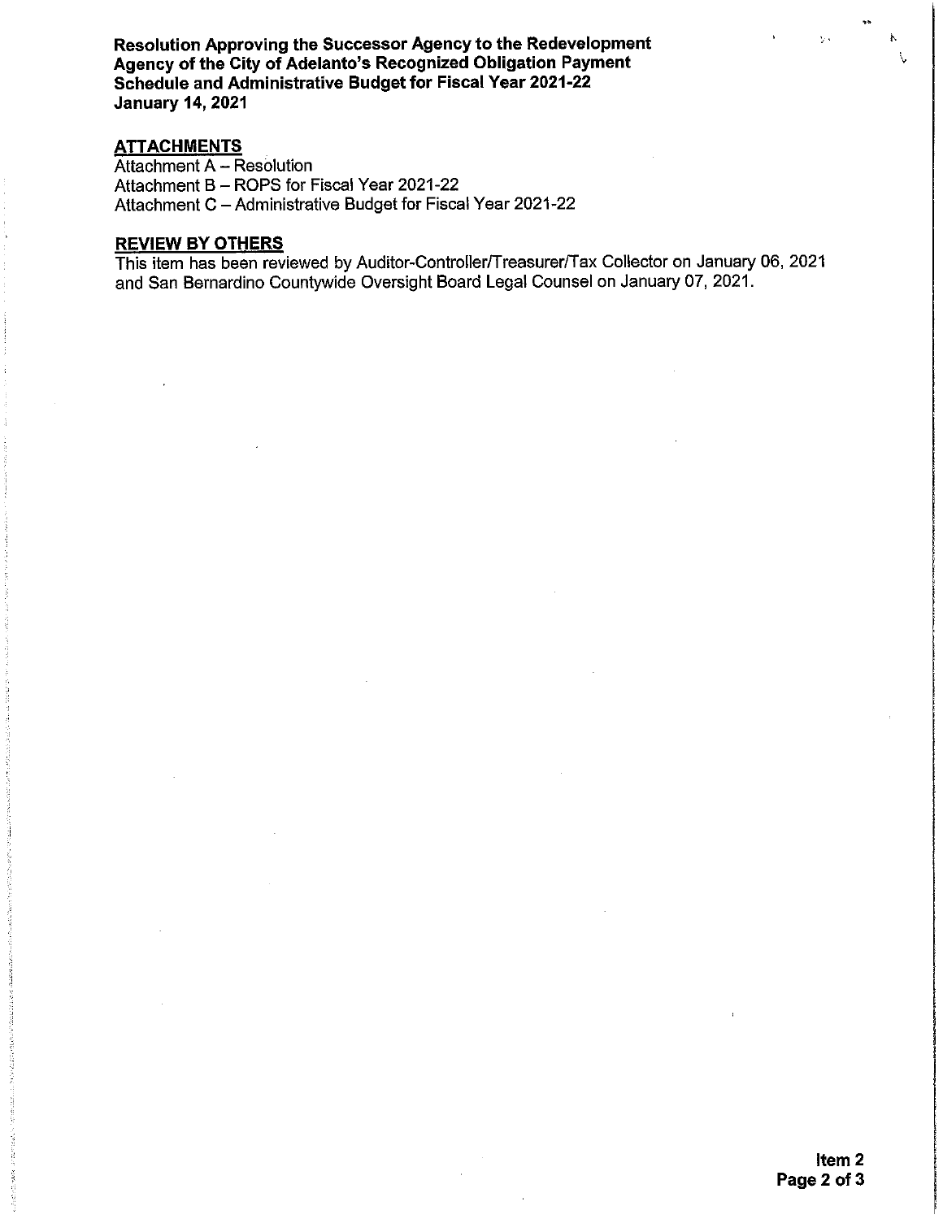**ATTACHMENTS**

Attachment A – Resolution
Attachment B – ROPS for Fiscal Year 2021-22
Attachment C – Administrative Budget for Fiscal Year 2021-22

**REVIEW BY OTHERS**

This item has been reviewed by Auditor-Controller/Treasurer/Tax Collector on January 06, 2021 and San Bernardino Countywide Oversight Board Legal Counsel on January 07, 2021.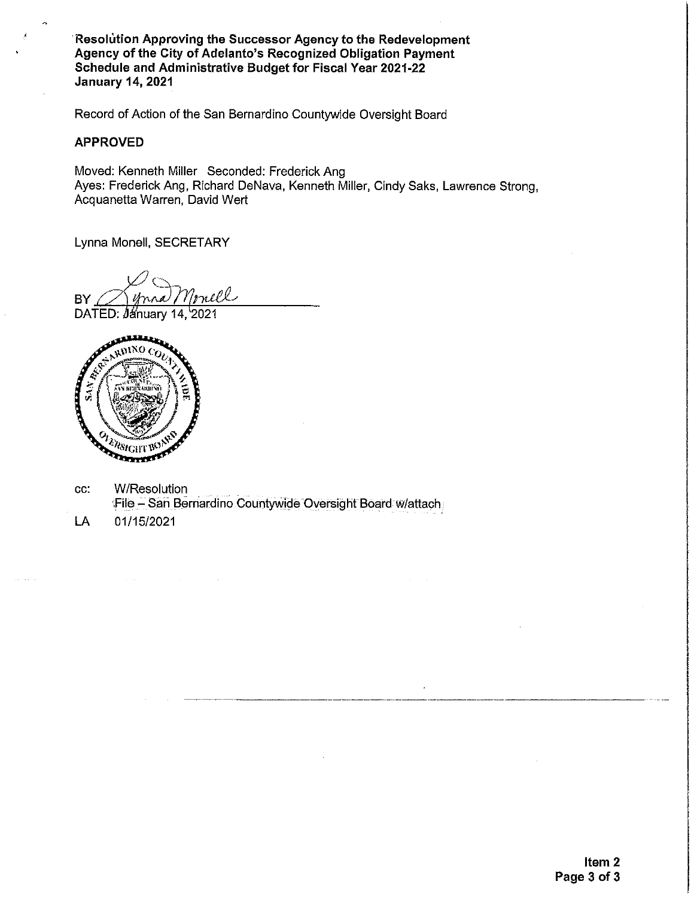**Resolution Approving the Successor Agency to the Redevelopment Agency of the City of Adelanto's Recognized Obligation Payment Schedule and Administrative Budget for Fiscal Year 2021-22**
**January 14, 2021**

Record of Action of the San Bernardino Countywide Oversight Board

**APPROVED**

Moved: Kenneth Miller Seconded: Frederick Ang
Ayes: Frederick Ang, Richard DeNava, Kenneth Miller, Cindy Saks, Lawrence Strong, Acquanetta Warren, David Wert

Lynna Monell, SECRETARY

BY Lynna Monell
DATED: January 14, 2021

cc: W/Resolution
File – San Bernardino Countywide Oversight Board w/attach

LA 01/15/2021

**Item 2**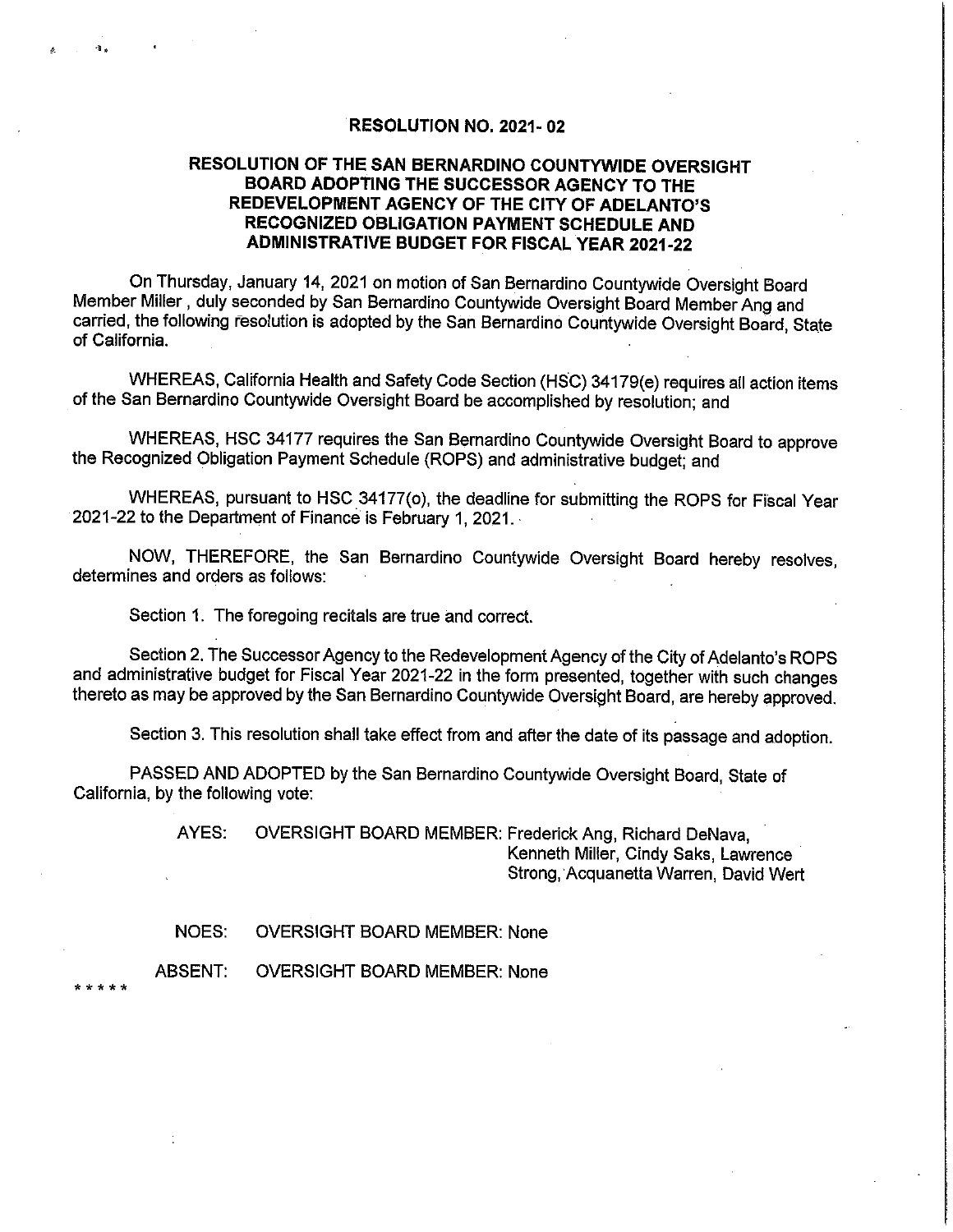# RESOLUTION NO. 2021- 02

## RESOLUTION OF THE SAN BERNARDINO COUNTYWIDE OVERSIGHT BOARD ADOPTING THE SUCCESSOR AGENCY TO THE REDEVELOPMENT AGENCY OF THE CITY OF ADELANTO'S RECOGNIZED OBLIGATION PAYMENT SCHEDULE AND ADMINISTRATIVE BUDGET FOR FISCAL YEAR 2021-22

On Thursday, January 14, 2021 on motion of San Bernardino Countywide Oversight Board Member Miller , duly seconded by San Bernardino Countywide Oversight Board Member Ang and carried, the following resolution is adopted by the San Bernardino Countywide Oversight Board, State of California.

WHEREAS, California Health and Safety Code Section (HSC) 34179(e) requires all action items of the San Bernardino Countywide Oversight Board be accomplished by resolution; and

WHEREAS, HSC 34177 requires the San Bernardino Countywide Oversight Board to approve the Recognized Obligation Payment Schedule (ROPS) and administrative budget; and

WHEREAS, pursuant to HSC 34177(o), the deadline for submitting the ROPS for Fiscal Year 2021-22 to the Department of Finance is February 1, 2021.

NOW, THEREFORE, the San Bernardino Countywide Oversight Board hereby resolves, determines and orders as follows:

Section 1. The foregoing recitals are true and correct.

Section 2. The Successor Agency to the Redevelopment Agency of the City of Adelanto's ROPS and administrative budget for Fiscal Year 2021-22 in the form presented, together with such changes thereto as may be approved by the San Bernardino Countywide Oversight Board, are hereby approved.

Section 3. This resolution shall take effect from and after the date of its passage and adoption.

PASSED AND ADOPTED by the San Bernardino Countywide Oversight Board, State of California, by the following vote:

AYES: OVERSIGHT BOARD MEMBER: Frederick Ang, Richard DeNava, Kenneth Miller, Cindy Saks, Lawrence Strong, Acquanetta Warren, David Wert

NOES: OVERSIGHT BOARD MEMBER: None

ABSENT: OVERSIGHT BOARD MEMBER: None

* * * * *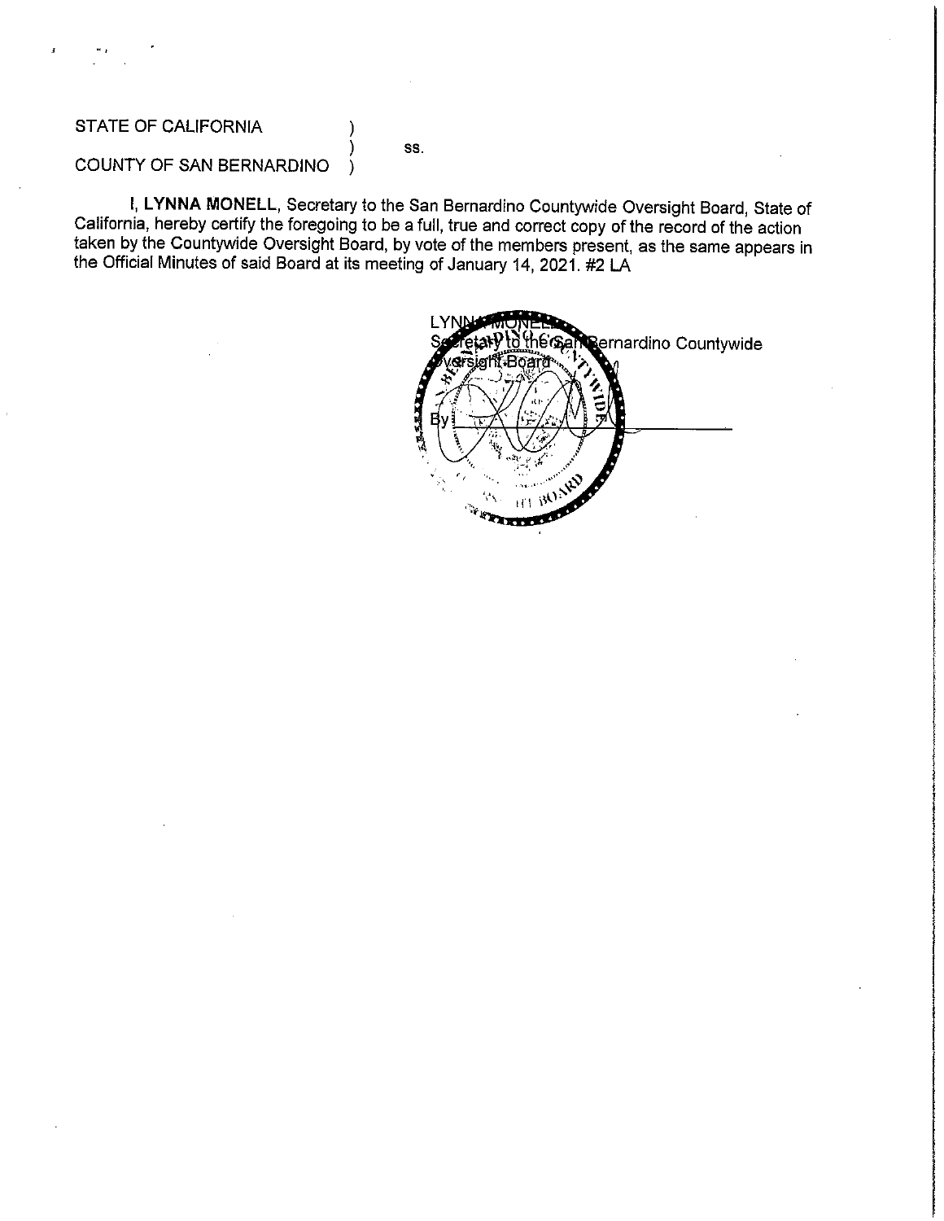STATE OF CALIFORNIA )
) ss.
COUNTY OF SAN BERNARDINO )

**I, LYNNA MONELL**, Secretary to the San Bernardino Countywide Oversight Board, State of California, hereby certify the foregoing to be a full, true and correct copy of the record of the action taken by the Countywide Oversight Board, by vote of the members present, as the same appears in the Official Minutes of said Board at its meeting of January 14, 2021. #2 LA

LYNNA MONELL
Secretary to the San Bernardino Countywide Oversight Board

By ______________________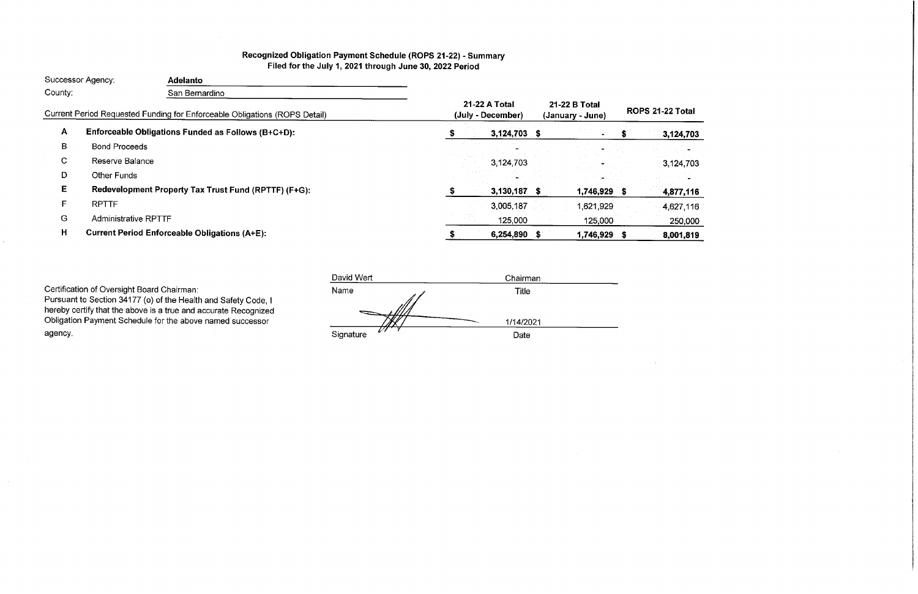## Recognized Obligation Payment Schedule (ROPS 21-22) - Summary
### Filed for the July 1, 2021 through June 30, 2022 Period

Successor Agency: **Adelanto**

County: San Bernardino

| | Current Period Requested Funding for Enforceable Obligations (ROPS Detail) | 21-22 A Total (July - December) | 21-22 B Total (January - June) | ROPS 21-22 Total |
|---|---|---|---|---|
| A | **Enforceable Obligations Funded as Follows (B+C+D):** | **$ 3,124,703** | **$ -** | **$ 3,124,703** |
| B | Bond Proceeds | - | - | - |
| C | Reserve Balance | 3,124,703 | - | 3,124,703 |
| D | Other Funds | - | - | - |
| E | **Redevelopment Property Tax Trust Fund (RPTTF) (F+G):** | **$ 3,130,187** | **$ 1,746,929** | **$ 4,877,116** |
| F | RPTTF | 3,005,187 | 1,621,929 | 4,627,116 |
| G | Administrative RPTTF | 125,000 | 125,000 | 250,000 |
| H | **Current Period Enforceable Obligations (A+E):** | **$ 6,254,890** | **$ 1,746,929** | **$ 8,001,819** |

Certification of Oversight Board Chairman:
Pursuant to Section 34177 (o) of the Health and Safety Code, I hereby certify that the above is a true and accurate Recognized Obligation Payment Schedule for the above named successor agency.

| David Wert | Chairman |
|---|---|
| Name | Title |
| [Signature] | 1/14/2021 |
| Signature | Date |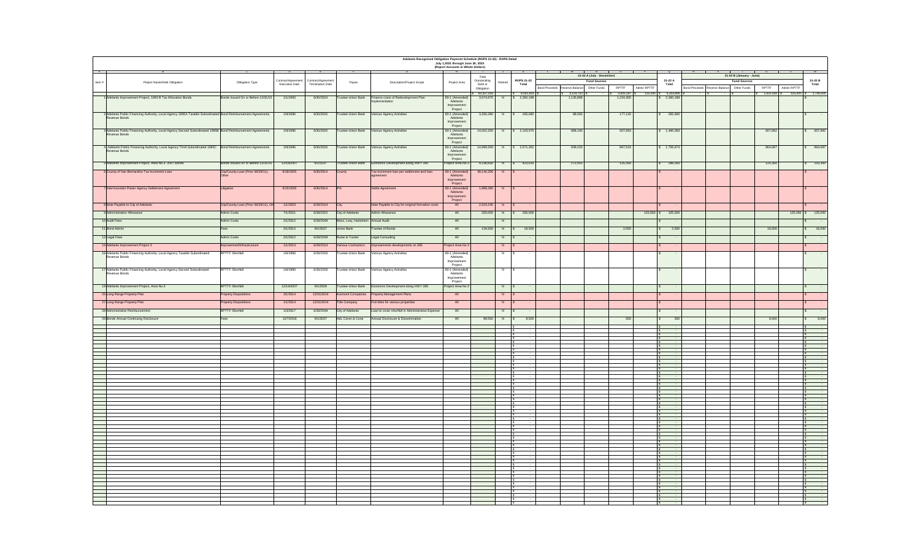# Adelanto Recognized Obligation Payment Schedule (ROPS 21-22) - ROPS Detail

July 1,2021 through June 30, 2022

(Report Amounts in Whole Dollars)

| A | B | C | D | E | F | G | H | I | J | K | L | M | N | O | P | Q | R | S | T | U | V | W |
|---|---|---|---|---|---|---|---|---|---|---|---|---|---|---|---|---|---|---|---|---|---|---|
| | | | | | | | | | | | 21-22 A (July - December) | | | | | | 21-22 B (January - June) | | | | | |
| | | | | | | | | | | | Fund Sources | | | | | | Fund Sources | | | | | |
| Item # | Project Name/Debt Obligation | Obligation Type | Contract/Agreement Execution Date | Contract/Agreement Termination Date | Payee | Description/Project Scope | Project Area | Total Outstanding Debt or Obligation | Retired | ROPS 21-22 Total | Bond Proceeds | Reserve Balance | Other Funds | RPTTF | Admin RPTTF | 21-22 A Total | Bond Proceeds | Reserve Balance | Other Funds | RPTTF | Admin RPTTF | 21-22 B Total |
| | | | | | | | | $ 93,307,335 | | $ 8,081,918 | $ - | $ 3,124,703 | $ - | $ 3,005,187 | $ 125,000 | $ 6,254,890 | $ - | $ - | $ - | $ 1,627,029 | $ 125,000 | $ 1,780,929 |
| 1 | Adelanto Improvement Project, 1993-B Tax Allocation Bonds | Bonds Issued On or Before 12/31/10 | 1/1/1993 | 6/30/2024 | Trustee-Union Bank | Finance costs of Redevelopment Plan Implementation | 90-1 (Amended) Adelanto Improvement Project | 3,674,875 | N | $ 2,360,188 | | 1,135,888 | | 1,224,300 | | $ 2,360,188 | | | | | | $ - |
| 2 | Adelanto Public Financing Authority, Local Agency 1995A Taxable Subordinated Revenue Bonds | Bond Reimbursement Agreements | 1/9/1996 | 6/30/2026 | Trustee-Union Bank | Various Agency Activities | 90-1 (Amended) Adelanto Improvement Project | 3,260,200 | N | $ 265,680 | | 88,560 | | 177,120 | | $ 265,680 | | | | | | $ - |
| 3 | Adelanto Public Financing Authority, Local Agency Second Subordinated 1995B Revenue Bonds | Bond Reimbursement Agreements | 1/9/1996 | 6/30/2026 | Trustee-Union Bank | Various Agency Activities | 90-1 (Amended) Adelanto Improvement Project | 14,002,200 | N | $ 2,103,975 | | 888,190 | | 607,893 | | $ 1,496,083 | | | | 607,892 | | $ 607,892 |
| 4 | Adelanto Public Financing Authority, Local Agency Third Subordinated 1995C Revenue Bonds | Bond Reimbursement Agreements | 1/9/1996 | 6/30/2026 | Trustee-Union Bank | Various Agency Activities | 90-1 (Amended) Adelanto Improvement Project | 14,996,359 | N | $ 2,571,361 | | 839,150 | | 867,524 | | $ 1,706,674 | | | | 864,687 | | $ 864,687 |
| 5 | Adelanto Improvement Project, Area No.3: 2007 Bonds | Bonds Issued On or Before 12/31/10 | 12/19/2007 | 9/1/2037 | Trustee-Union Bank | Economic Development along HWY 395 | Project Area No 3 | 4,238,930 | N | $ 423,615 | | 172,915 | | 125,350 | | $ 298,265 | | | | 125,350 | | $ 125,350 |
| 6 | County of San Bernardino Tax Increment Loan | City/County Loan (Prior 06/28/11), Other | 6/16/2005 | 6/30/2014 | County | Tax increment loan per settlement and loan agreement | 90-1 (Amended) Adelanto Improvement Project | 38,144,206 | N | $ - | | | | | | $ - | | | | | | $ - |
| 7 | Intermountain Power Agency Settlement Agreement | Litigation | 6/15/2005 | 6/30/2014 | IPA | Settle Agreement | 90-1 (Amended) Adelanto Improvement Project | 1,888,390 | N | $ - | | | | | | $ - | | | | | | $ - |
| 8 | Note Payable to City of Adelanto | City/County Loan (Prior 06/28/11), Oth | 1/1/2003 | 6/30/2014 | City | Note Payable to City for original formation costs | All | 2,524,245 | N | $ - | | | | | | $ - | | | | | | $ - |
| 9 | Administration Allowance | Admin Costs | 7/1/2021 | 6/30/2022 | City of Adelanto | Admin Allowance | All | 250,000 | N | $ 250,000 | | | | | 125,000 | $ 125,000 | | | | | 125,000 | $ 125,000 |
| 10 | Audit Fees | Admin Costs | 2/1/2012 | 6/30/2049 | Moss, Levy, Hartzheim | Annual Audit | All | | N | | | | | | | $ - | | | | | | $ - |
| 11 | Bond Admin | Fees | 2/1/2012 | 9/1/2037 | Union Bank | Trustee of Bonds | All | 134,500 | N | $ 18,500 | | | | 2,500 | | $ 2,500 | | | | 16,000 | | $ 16,000 |
| 12 | Legal Fees | Admin Costs | 2/1/2012 | 6/30/2049 | Rutan & Tucker | Legal Consulting | All | | N | $ - | | | | | | $ - | | | | | | $ - |
| 15 | Adelanto Improvement Project 3 | Improvement/Infrastructure | 1/1/2014 | 6/30/2014 | Various Contractors | Improvements developments on 395 | Project Area No 3 | | N | $ - | | | | | | $ - | | | | | | $ - |
| 16 | Adelanto Public Financing Authority, Local Agency Taxable Subordinated Revenue Bonds | RPTTF Shortfall | 1/9/1996 | 6/30/2026 | Trustee-Union Bank | Various Agency Activities | 90-1 (Amended) Adelanto Improvement Project | | N | $ - | | | | | | $ - | | | | | | $ - |
| 17 | Adelanto Public Financing Authority, Local Agency Second Subordinated Revenue Bonds | RPTTF Shortfall | 1/9/1996 | 6/30/2026 | Trustee-Union Bank | Various Agency Activities | 90-1 (Amended) Adelanto Improvement Project | | N | $ - | | | | | | $ - | | | | | | $ - |
| 18 | Adelanto Improvement Project, Area No.3 | RPTTF Shortfall | 12/19/2007 | 9/1/2008 | Trustee-Union Bank | Economic Development along HWY 395 | Project Area No 3 | | N | $ - | | | | | | $ - | | | | | | $ - |
| 25 | Long Range Property Plan | Property Dispositions | 3/1/2014 | 12/31/2014 | Kosmont Companies | Property Management Plans | All | | N | $ - | | | | | | $ - | | | | | | $ - |
| 27 | Long Range Property Plan | Property Dispositions | 1/1/2014 | 12/31/2014 | Title Company | Pull titles for various properties | All | | N | $ - | | | | | | $ - | | | | | | $ - |
| 28 | Administrative Reimbursement | RPTTF Shortfall | 1/3/2017 | 6/30/2049 | City of Adelanto | Loan to cover shortfall in Administrative Expense | All | | N | $ - | | | | | | $ - | | | | | | $ - |
| 29 | Bonds Annual Continuing Disclosure | Fees | 12/7/2016 | 9/1/2037 | Hdl, Coren & Cone | Annual Disclosure & Dissemination | All | 89,550 | N | $ 8,500 | | | | 500 | | $ 500 | | | | 8,000 | | $ 8,000 |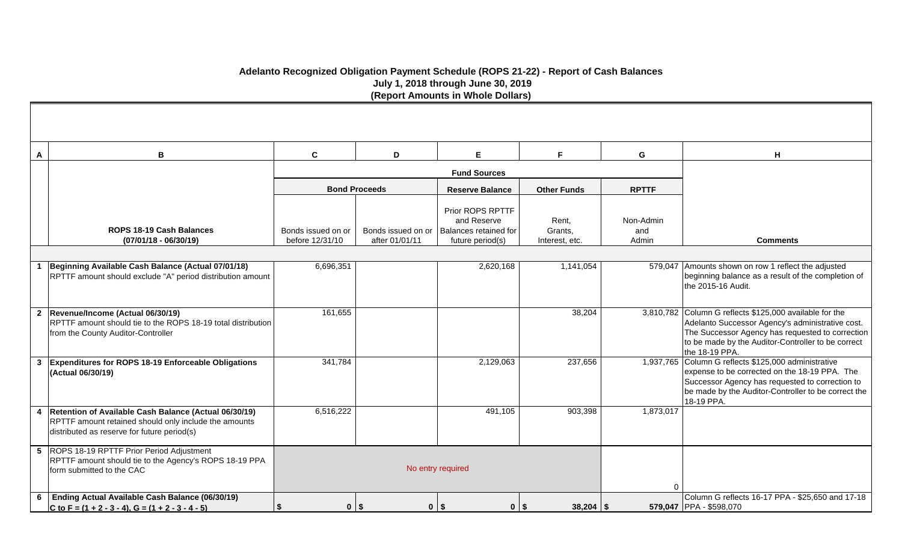# Adelanto Recognized Obligation Payment Schedule (ROPS 21-22) - Report of Cash Balances

## July 1, 2018 through June 30, 2019

## (Report Amounts in Whole Dollars)

| A | B | C | D | E | F | G | H |
|---|---|---|---|---|---|---|---|
| | | **Fund Sources** | | | | | |
| | | **Bond Proceeds** | | **Reserve Balance** | **Other Funds** | **RPTTF** | |
| | **ROPS 18-19 Cash Balances (07/01/18 - 06/30/19)** | Bonds issued on or before 12/31/10 | Bonds issued on or after 01/01/11 | Prior ROPS RPTTF and Reserve Balances retained for future period(s) | Rent, Grants, Interest, etc. | Non-Admin and Admin | **Comments** |
| **1** | **Beginning Available Cash Balance (Actual 07/01/18)** RPTTF amount should exclude "A" period distribution amount | 6,696,351 | | 2,620,168 | 1,141,054 | 579,047 | Amounts shown on row 1 reflect the adjusted beginning balance as a result of the completion of the 2015-16 Audit. |
| **2** | **Revenue/Income (Actual 06/30/19)** RPTTF amount should tie to the ROPS 18-19 total distribution from the County Auditor-Controller | 161,655 | | | 38,204 | 3,810,782 | Column G reflects $125,000 available for the Adelanto Successor Agency's administrative cost. The Successor Agency has requested to correction to be made by the Auditor-Controller to be correct the 18-19 PPA. |
| **3** | **Expenditures for ROPS 18-19 Enforceable Obligations (Actual 06/30/19)** | 341,784 | | 2,129,063 | 237,656 | 1,937,765 | Column G reflects $125,000 administrative expense to be corrected on the 18-19 PPA. The Successor Agency has requested to correction to be made by the Auditor-Controller to be correct the 18-19 PPA. |
| **4** | **Retention of Available Cash Balance (Actual 06/30/19)** RPTTF amount retained should only include the amounts distributed as reserve for future period(s) | 6,516,222 | | 491,105 | 903,398 | 1,873,017 | |
| **5** | ROPS 18-19 RPTTF Prior Period Adjustment RPTTF amount should tie to the Agency's ROPS 18-19 PPA form submitted to the CAC | No entry required | | | | 0 | |
| **6** | **Ending Actual Available Cash Balance (06/30/19)** **C to F = (1 + 2 - 3 - 4), G = (1 + 2 - 3 - 4 - 5)** | $ 0 | $ 0 | $ 0 | $ 38,204 | $ 579,047 | Column G reflects 16-17 PPA - $25,650 and 17-18 PPA - $598,070 |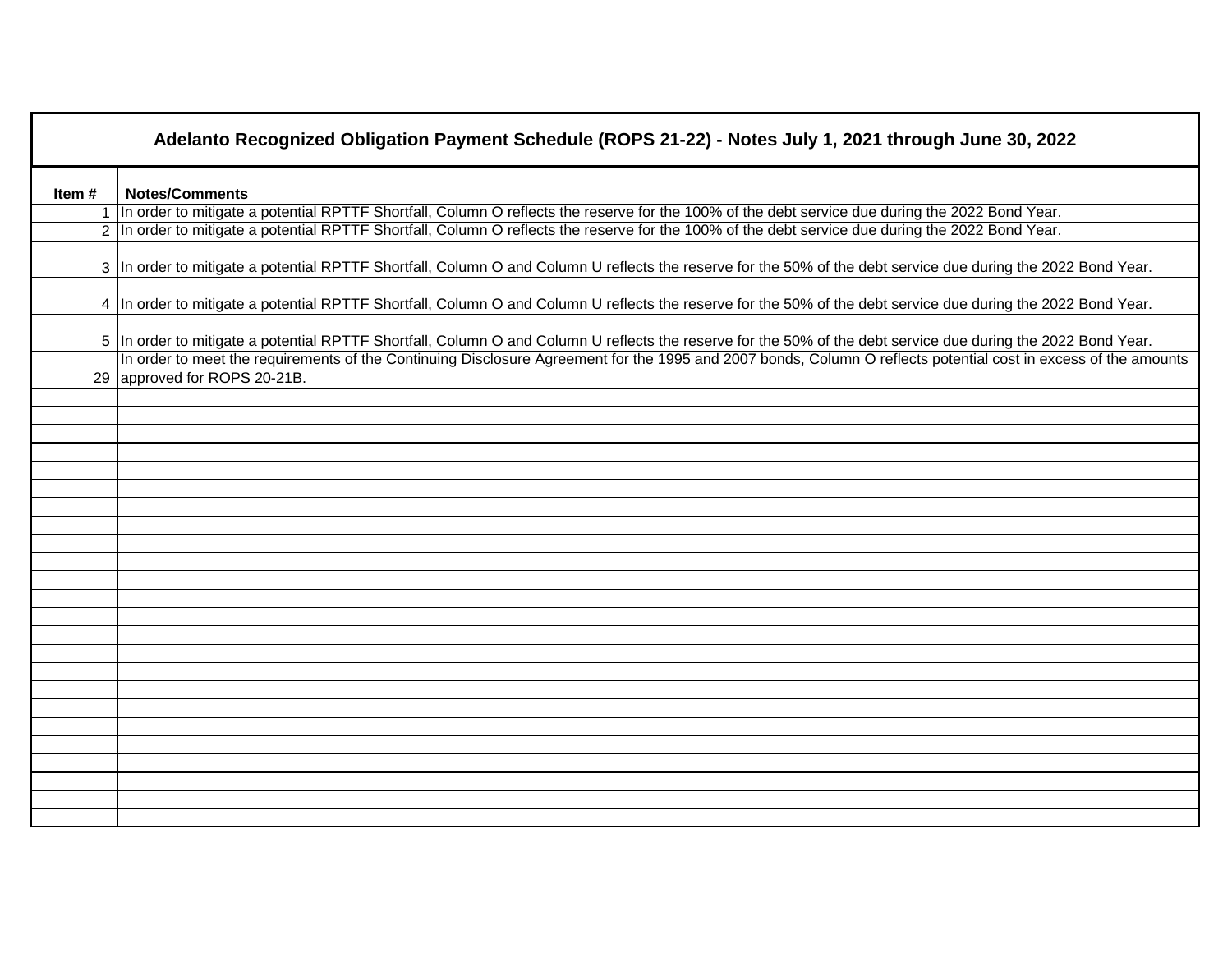## Adelanto Recognized Obligation Payment Schedule (ROPS 21-22) - Notes July 1, 2021 through June 30, 2022

| Item # | Notes/Comments |
|---|---|
| 1 | In order to mitigate a potential RPTTF Shortfall, Column O reflects the reserve for the 100% of the debt service due during the 2022 Bond Year. |
| 2 | In order to mitigate a potential RPTTF Shortfall, Column O reflects the reserve for the 100% of the debt service due during the 2022 Bond Year. |
| 3 | In order to mitigate a potential RPTTF Shortfall, Column O and Column U reflects the reserve for the 50% of the debt service due during the 2022 Bond Year. |
| 4 | In order to mitigate a potential RPTTF Shortfall, Column O and Column U reflects the reserve for the 50% of the debt service due during the 2022 Bond Year. |
| 5 | In order to mitigate a potential RPTTF Shortfall, Column O and Column U reflects the reserve for the 50% of the debt service due during the 2022 Bond Year. |
| 29 | In order to meet the requirements of the Continuing Disclosure Agreement for the 1995 and 2007 bonds, Column O reflects potential cost in excess of the amounts approved for ROPS 20-21B. |